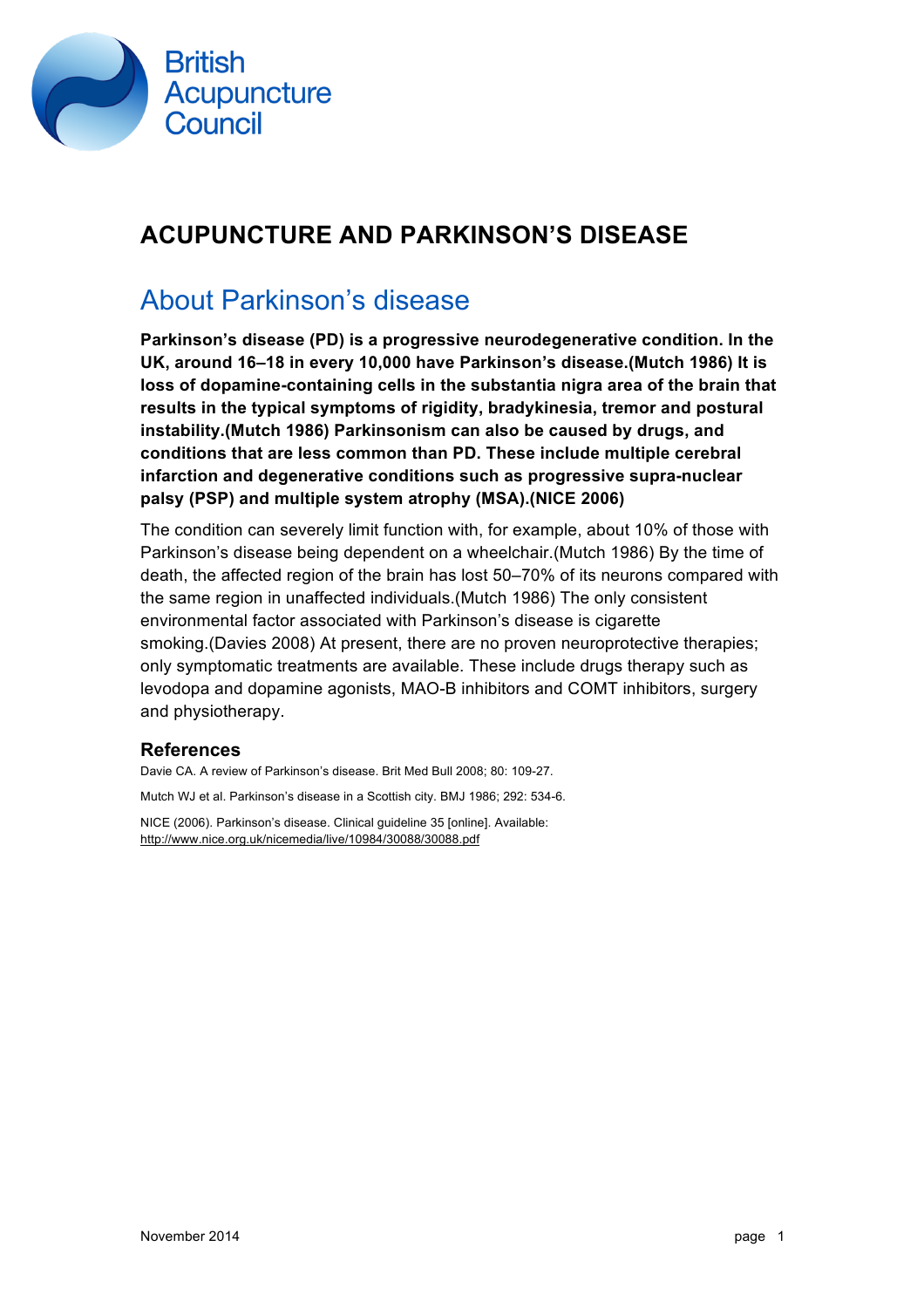British Acupuncture Council

# ACUPUNCTURE AND PARKINSON'S DISEASE

## About Parkinson's disease

**Parkinson's disease (PD) is a progressive neurodegenerative condition. In the UK, around 16–18 in every 10,000 have Parkinson's disease.(Mutch 1986) It is loss of dopamine-containing cells in the substantia nigra area of the brain that results in the typical symptoms of rigidity, bradykinesia, tremor and postural instability.(Mutch 1986) Parkinsonism can also be caused by drugs, and conditions that are less common than PD. These include multiple cerebral infarction and degenerative conditions such as progressive supra-nuclear palsy (PSP) and multiple system atrophy (MSA).(NICE 2006)**

The condition can severely limit function with, for example, about 10% of those with Parkinson's disease being dependent on a wheelchair.(Mutch 1986) By the time of death, the affected region of the brain has lost 50–70% of its neurons compared with the same region in unaffected individuals.(Mutch 1986) The only consistent environmental factor associated with Parkinson's disease is cigarette smoking.(Davies 2008) At present, there are no proven neuroprotective therapies; only symptomatic treatments are available. These include drugs therapy such as levodopa and dopamine agonists, MAO-B inhibitors and COMT inhibitors, surgery and physiotherapy.

### References

Davie CA. A review of Parkinson's disease. Brit Med Bull 2008; 80: 109-27.

Mutch WJ et al. Parkinson's disease in a Scottish city. BMJ 1986; 292: 534-6.

NICE (2006). Parkinson's disease. Clinical guideline 35 [online]. Available: http://www.nice.org.uk/nicemedia/live/10984/30088/30088.pdf

November 2014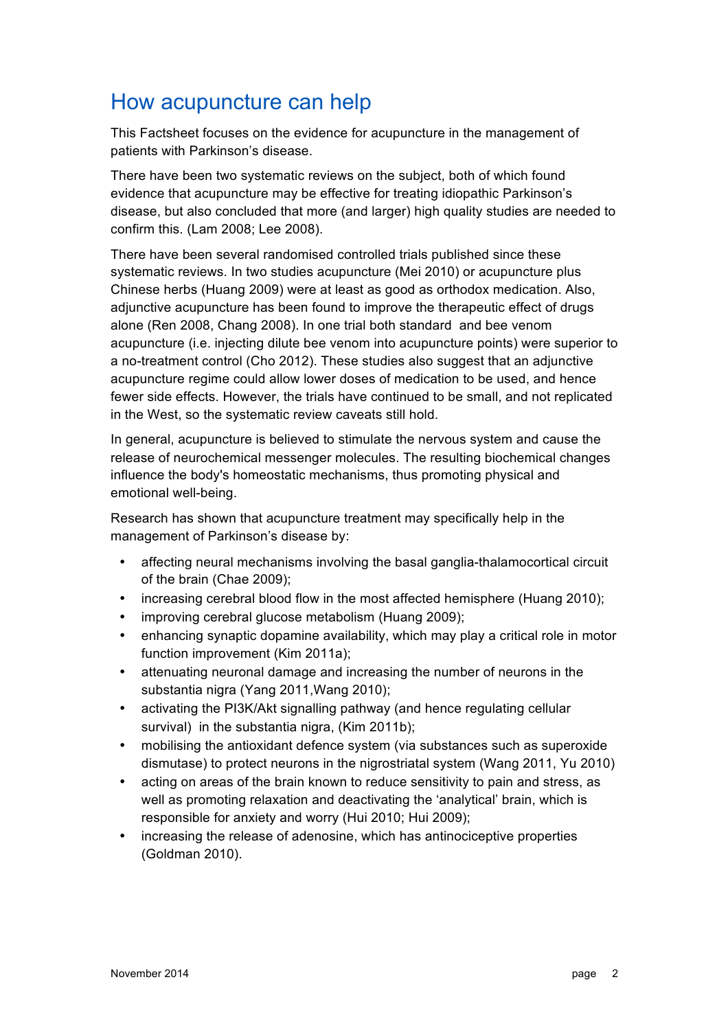## How acupuncture can help

This Factsheet focuses on the evidence for acupuncture in the management of patients with Parkinson's disease.

There have been two systematic reviews on the subject, both of which found evidence that acupuncture may be effective for treating idiopathic Parkinson's disease, but also concluded that more (and larger) high quality studies are needed to confirm this. (Lam 2008; Lee 2008).

There have been several randomised controlled trials published since these systematic reviews. In two studies acupuncture (Mei 2010) or acupuncture plus Chinese herbs (Huang 2009) were at least as good as orthodox medication. Also, adjunctive acupuncture has been found to improve the therapeutic effect of drugs alone (Ren 2008, Chang 2008). In one trial both standard and bee venom acupuncture (i.e. injecting dilute bee venom into acupuncture points) were superior to a no-treatment control (Cho 2012). These studies also suggest that an adjunctive acupuncture regime could allow lower doses of medication to be used, and hence fewer side effects. However, the trials have continued to be small, and not replicated in the West, so the systematic review caveats still hold.

In general, acupuncture is believed to stimulate the nervous system and cause the release of neurochemical messenger molecules. The resulting biochemical changes influence the body's homeostatic mechanisms, thus promoting physical and emotional well-being.

Research has shown that acupuncture treatment may specifically help in the management of Parkinson's disease by:

- affecting neural mechanisms involving the basal ganglia-thalamocortical circuit of the brain (Chae 2009);
- increasing cerebral blood flow in the most affected hemisphere (Huang 2010);
- improving cerebral glucose metabolism (Huang 2009);
- enhancing synaptic dopamine availability, which may play a critical role in motor function improvement (Kim 2011a);
- attenuating neuronal damage and increasing the number of neurons in the substantia nigra (Yang 2011,Wang 2010);
- activating the PI3K/Akt signalling pathway (and hence regulating cellular survival) in the substantia nigra, (Kim 2011b);
- mobilising the antioxidant defence system (via substances such as superoxide dismutase) to protect neurons in the nigrostriatal system (Wang 2011, Yu 2010)
- acting on areas of the brain known to reduce sensitivity to pain and stress, as well as promoting relaxation and deactivating the 'analytical' brain, which is responsible for anxiety and worry (Hui 2010; Hui 2009);
- increasing the release of adenosine, which has antinociceptive properties (Goldman 2010).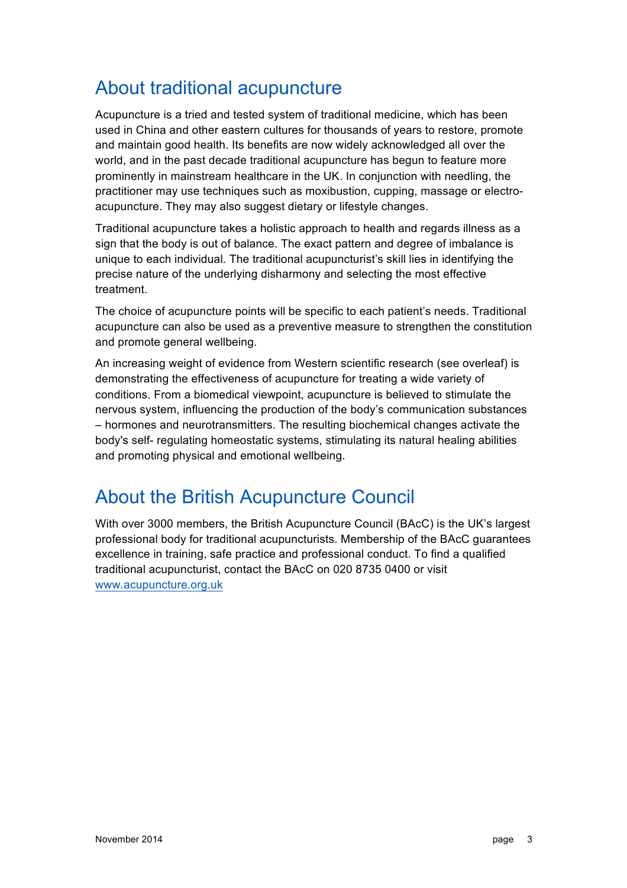## About traditional acupuncture

Acupuncture is a tried and tested system of traditional medicine, which has been used in China and other eastern cultures for thousands of years to restore, promote and maintain good health. Its benefits are now widely acknowledged all over the world, and in the past decade traditional acupuncture has begun to feature more prominently in mainstream healthcare in the UK. In conjunction with needling, the practitioner may use techniques such as moxibustion, cupping, massage or electro-acupuncture. They may also suggest dietary or lifestyle changes.

Traditional acupuncture takes a holistic approach to health and regards illness as a sign that the body is out of balance. The exact pattern and degree of imbalance is unique to each individual. The traditional acupuncturist's skill lies in identifying the precise nature of the underlying disharmony and selecting the most effective treatment.

The choice of acupuncture points will be specific to each patient's needs. Traditional acupuncture can also be used as a preventive measure to strengthen the constitution and promote general wellbeing.

An increasing weight of evidence from Western scientific research (see overleaf) is demonstrating the effectiveness of acupuncture for treating a wide variety of conditions. From a biomedical viewpoint, acupuncture is believed to stimulate the nervous system, influencing the production of the body's communication substances – hormones and neurotransmitters. The resulting biochemical changes activate the body's self- regulating homeostatic systems, stimulating its natural healing abilities and promoting physical and emotional wellbeing.

## About the British Acupuncture Council

With over 3000 members, the British Acupuncture Council (BAcC) is the UK's largest professional body for traditional acupuncturists. Membership of the BAcC guarantees excellence in training, safe practice and professional conduct. To find a qualified traditional acupuncturist, contact the BAcC on 020 8735 0400 or visit www.acupuncture.org.uk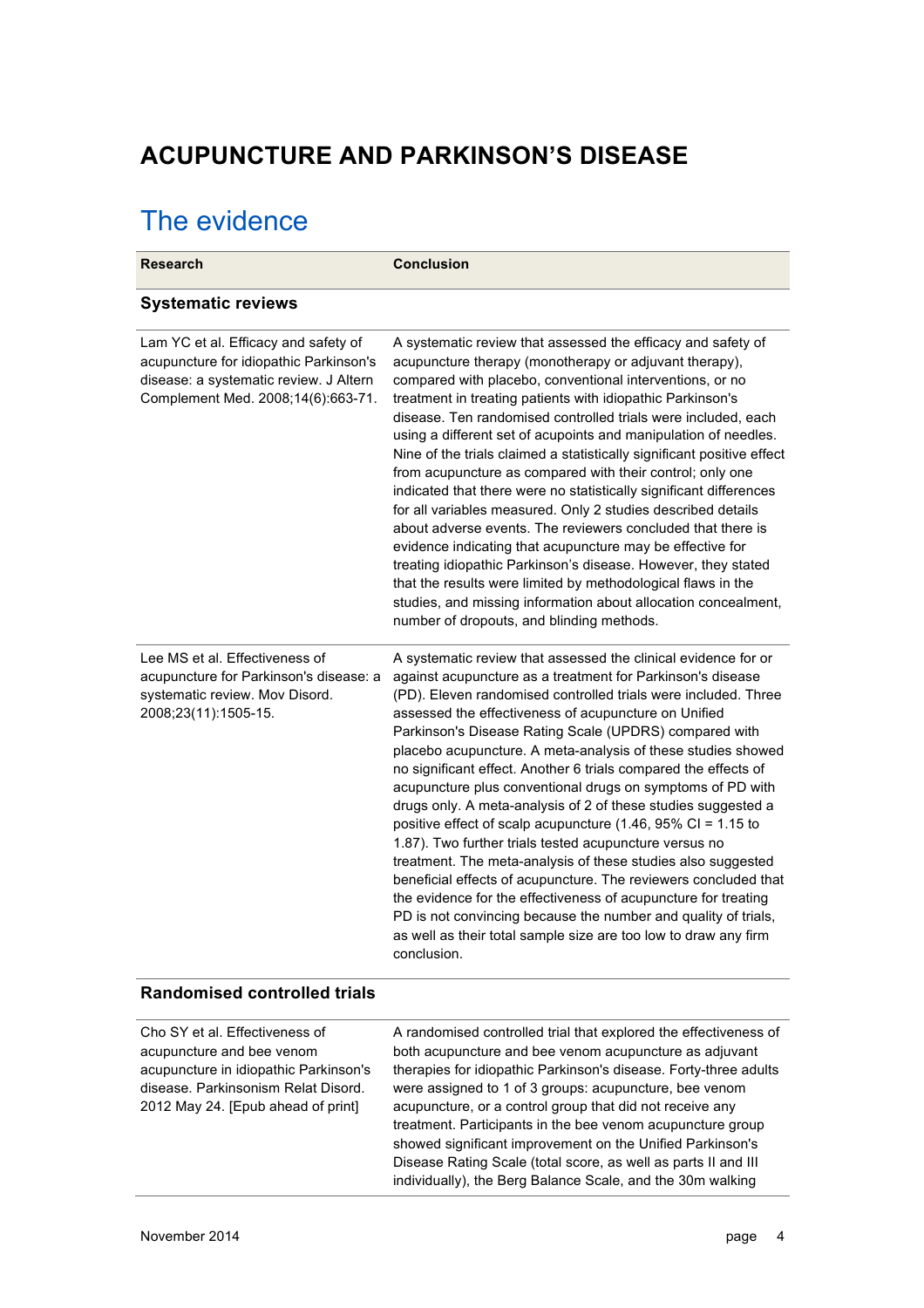# ACUPUNCTURE AND PARKINSON'S DISEASE

## The evidence

| Research | Conclusion |
| --- | --- |
| **Systematic reviews** | |
| Lam YC et al. Efficacy and safety of acupuncture for idiopathic Parkinson's disease: a systematic review. J Altern Complement Med. 2008;14(6):663-71. | A systematic review that assessed the efficacy and safety of acupuncture therapy (monotherapy or adjuvant therapy), compared with placebo, conventional interventions, or no treatment in treating patients with idiopathic Parkinson's disease. Ten randomised controlled trials were included, each using a different set of acupoints and manipulation of needles. Nine of the trials claimed a statistically significant positive effect from acupuncture as compared with their control; only one indicated that there were no statistically significant differences for all variables measured. Only 2 studies described details about adverse events. The reviewers concluded that there is evidence indicating that acupuncture may be effective for treating idiopathic Parkinson's disease. However, they stated that the results were limited by methodological flaws in the studies, and missing information about allocation concealment, number of dropouts, and blinding methods. |
| Lee MS et al. Effectiveness of acupuncture for Parkinson's disease: a systematic review. Mov Disord. 2008;23(11):1505-15. | A systematic review that assessed the clinical evidence for or against acupuncture as a treatment for Parkinson's disease (PD). Eleven randomised controlled trials were included. Three assessed the effectiveness of acupuncture on Unified Parkinson's Disease Rating Scale (UPDRS) compared with placebo acupuncture. A meta-analysis of these studies showed no significant effect. Another 6 trials compared the effects of acupuncture plus conventional drugs on symptoms of PD with drugs only. A meta-analysis of 2 of these studies suggested a positive effect of scalp acupuncture (1.46, 95% CI = 1.15 to 1.87). Two further trials tested acupuncture versus no treatment. The meta-analysis of these studies also suggested beneficial effects of acupuncture. The reviewers concluded that the evidence for the effectiveness of acupuncture for treating PD is not convincing because the number and quality of trials, as well as their total sample size are too low to draw any firm conclusion. |
| **Randomised controlled trials** | |
| Cho SY et al. Effectiveness of acupuncture and bee venom acupuncture in idiopathic Parkinson's disease. Parkinsonism Relat Disord. 2012 May 24. [Epub ahead of print] | A randomised controlled trial that explored the effectiveness of both acupuncture and bee venom acupuncture as adjuvant therapies for idiopathic Parkinson's disease. Forty-three adults were assigned to 1 of 3 groups: acupuncture, bee venom acupuncture, or a control group that did not receive any treatment. Participants in the bee venom acupuncture group showed significant improvement on the Unified Parkinson's Disease Rating Scale (total score, as well as parts II and III individually), the Berg Balance Scale, and the 30m walking |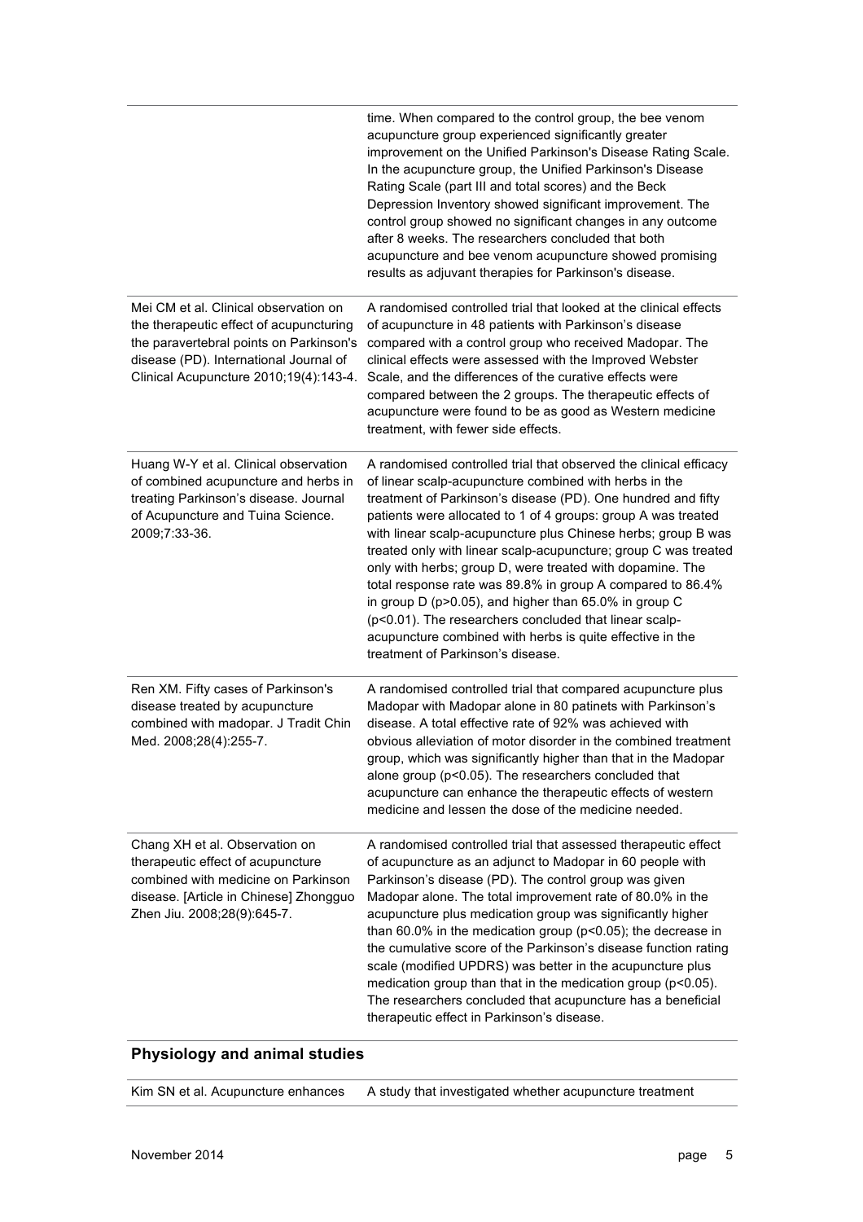| | |
|---|---|
| | time. When compared to the control group, the bee venom acupuncture group experienced significantly greater improvement on the Unified Parkinson's Disease Rating Scale. In the acupuncture group, the Unified Parkinson's Disease Rating Scale (part III and total scores) and the Beck Depression Inventory showed significant improvement. The control group showed no significant changes in any outcome after 8 weeks. The researchers concluded that both acupuncture and bee venom acupuncture showed promising results as adjuvant therapies for Parkinson's disease. |
| Mei CM et al. Clinical observation on the therapeutic effect of acupuncturing the paravertebral points on Parkinson's disease (PD). International Journal of Clinical Acupuncture 2010;19(4):143-4. | A randomised controlled trial that looked at the clinical effects of acupuncture in 48 patients with Parkinson's disease compared with a control group who received Madopar. The clinical effects were assessed with the Improved Webster Scale, and the differences of the curative effects were compared between the 2 groups. The therapeutic effects of acupuncture were found to be as good as Western medicine treatment, with fewer side effects. |
| Huang W-Y et al. Clinical observation of combined acupuncture and herbs in treating Parkinson's disease. Journal of Acupuncture and Tuina Science. 2009;7:33-36. | A randomised controlled trial that observed the clinical efficacy of linear scalp-acupuncture combined with herbs in the treatment of Parkinson's disease (PD). One hundred and fifty patients were allocated to 1 of 4 groups: group A was treated with linear scalp-acupuncture plus Chinese herbs; group B was treated only with linear scalp-acupuncture; group C was treated only with herbs; group D, were treated with dopamine. The total response rate was 89.8% in group A compared to 86.4% in group D ($p>0.05$), and higher than 65.0% in group C ($p<0.01$). The researchers concluded that linear scalp-acupuncture combined with herbs is quite effective in the treatment of Parkinson's disease. |
| Ren XM. Fifty cases of Parkinson's disease treated by acupuncture combined with madopar. J Tradit Chin Med. 2008;28(4):255-7. | A randomised controlled trial that compared acupuncture plus Madopar with Madopar alone in 80 patinets with Parkinson's disease. A total effective rate of 92% was achieved with obvious alleviation of motor disorder in the combined treatment group, which was significantly higher than that in the Madopar alone group ($p<0.05$). The researchers concluded that acupuncture can enhance the therapeutic effects of western medicine and lessen the dose of the medicine needed. |
| Chang XH et al. Observation on therapeutic effect of acupuncture combined with medicine on Parkinson disease. [Article in Chinese] Zhongguo Zhen Jiu. 2008;28(9):645-7. | A randomised controlled trial that assessed therapeutic effect of acupuncture as an adjunct to Madopar in 60 people with Parkinson's disease (PD). The control group was given Madopar alone. The total improvement rate of 80.0% in the acupuncture plus medication group was significantly higher than 60.0% in the medication group ($p<0.05$); the decrease in the cumulative score of the Parkinson's disease function rating scale (modified UPDRS) was better in the acupuncture plus medication group than that in the medication group ($p<0.05$). The researchers concluded that acupuncture has a beneficial therapeutic effect in Parkinson's disease. |

## Physiology and animal studies

| | |
|---|---|
| Kim SN et al. Acupuncture enhances | A study that investigated whether acupuncture treatment |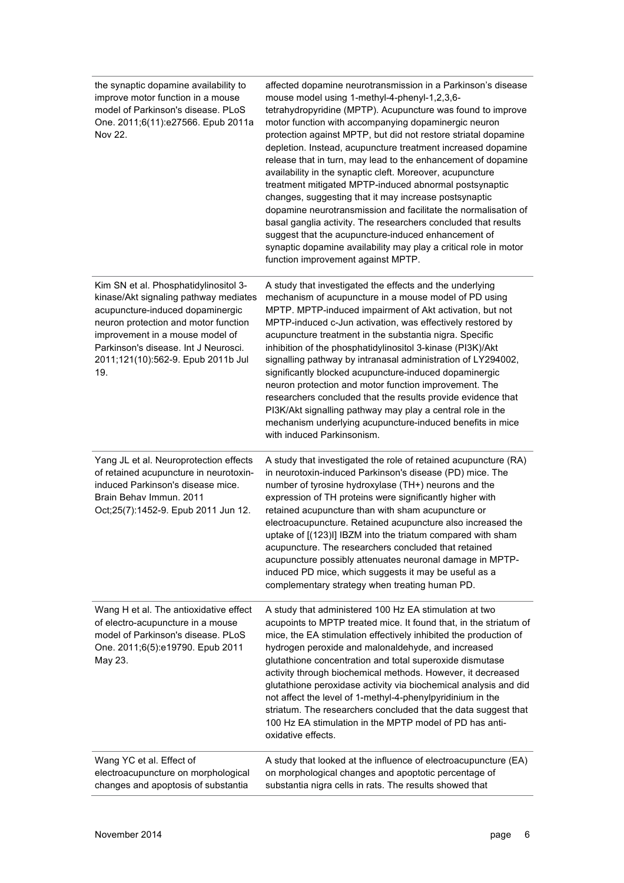| | |
|---|---|
| the synaptic dopamine availability to improve motor function in a mouse model of Parkinson's disease. PLoS One. 2011;6(11):e27566. Epub 2011a Nov 22. | affected dopamine neurotransmission in a Parkinson's disease mouse model using 1-methyl-4-phenyl-1,2,3,6-tetrahydropyridine (MPTP). Acupuncture was found to improve motor function with accompanying dopaminergic neuron protection against MPTP, but did not restore striatal dopamine depletion. Instead, acupuncture treatment increased dopamine release that in turn, may lead to the enhancement of dopamine availability in the synaptic cleft. Moreover, acupuncture treatment mitigated MPTP-induced abnormal postsynaptic changes, suggesting that it may increase postsynaptic dopamine neurotransmission and facilitate the normalisation of basal ganglia activity. The researchers concluded that results suggest that the acupuncture-induced enhancement of synaptic dopamine availability may play a critical role in motor function improvement against MPTP. |
| Kim SN et al. Phosphatidylinositol 3-kinase/Akt signaling pathway mediates acupuncture-induced dopaminergic neuron protection and motor function improvement in a mouse model of Parkinson's disease. Int J Neurosci. 2011;121(10):562-9. Epub 2011b Jul 19. | A study that investigated the effects and the underlying mechanism of acupuncture in a mouse model of PD using MPTP. MPTP-induced impairment of Akt activation, but not MPTP-induced c-Jun activation, was effectively restored by acupuncture treatment in the substantia nigra. Specific inhibition of the phosphatidylinositol 3-kinase (PI3K)/Akt signalling pathway by intranasal administration of LY294002, significantly blocked acupuncture-induced dopaminergic neuron protection and motor function improvement. The researchers concluded that the results provide evidence that PI3K/Akt signalling pathway may play a central role in the mechanism underlying acupuncture-induced benefits in mice with induced Parkinsonism. |
| Yang JL et al. Neuroprotection effects of retained acupuncture in neurotoxin-induced Parkinson's disease mice. Brain Behav Immun. 2011 Oct;25(7):1452-9. Epub 2011 Jun 12. | A study that investigated the role of retained acupuncture (RA) in neurotoxin-induced Parkinson's disease (PD) mice. The number of tyrosine hydroxylase (TH+) neurons and the expression of TH proteins were significantly higher with retained acupuncture than with sham acupuncture or electroacupuncture. Retained acupuncture also increased the uptake of [(123)I] IBZM into the triatum compared with sham acupuncture. The researchers concluded that retained acupuncture possibly attenuates neuronal damage in MPTP-induced PD mice, which suggests it may be useful as a complementary strategy when treating human PD. |
| Wang H et al. The antioxidative effect of electro-acupuncture in a mouse model of Parkinson's disease. PLoS One. 2011;6(5):e19790. Epub 2011 May 23. | A study that administered 100 Hz EA stimulation at two acupoints to MPTP treated mice. It found that, in the striatum of mice, the EA stimulation effectively inhibited the production of hydrogen peroxide and malonaldehyde, and increased glutathione concentration and total superoxide dismutase activity through biochemical methods. However, it decreased glutathione peroxidase activity via biochemical analysis and did not affect the level of 1-methyl-4-phenylpyridinium in the striatum. The researchers concluded that the data suggest that 100 Hz EA stimulation in the MPTP model of PD has anti-oxidative effects. |
| Wang YC et al. Effect of electroacupuncture on morphological changes and apoptosis of substantia | A study that looked at the influence of electroacupuncture (EA) on morphological changes and apoptotic percentage of substantia nigra cells in rats. The results showed that |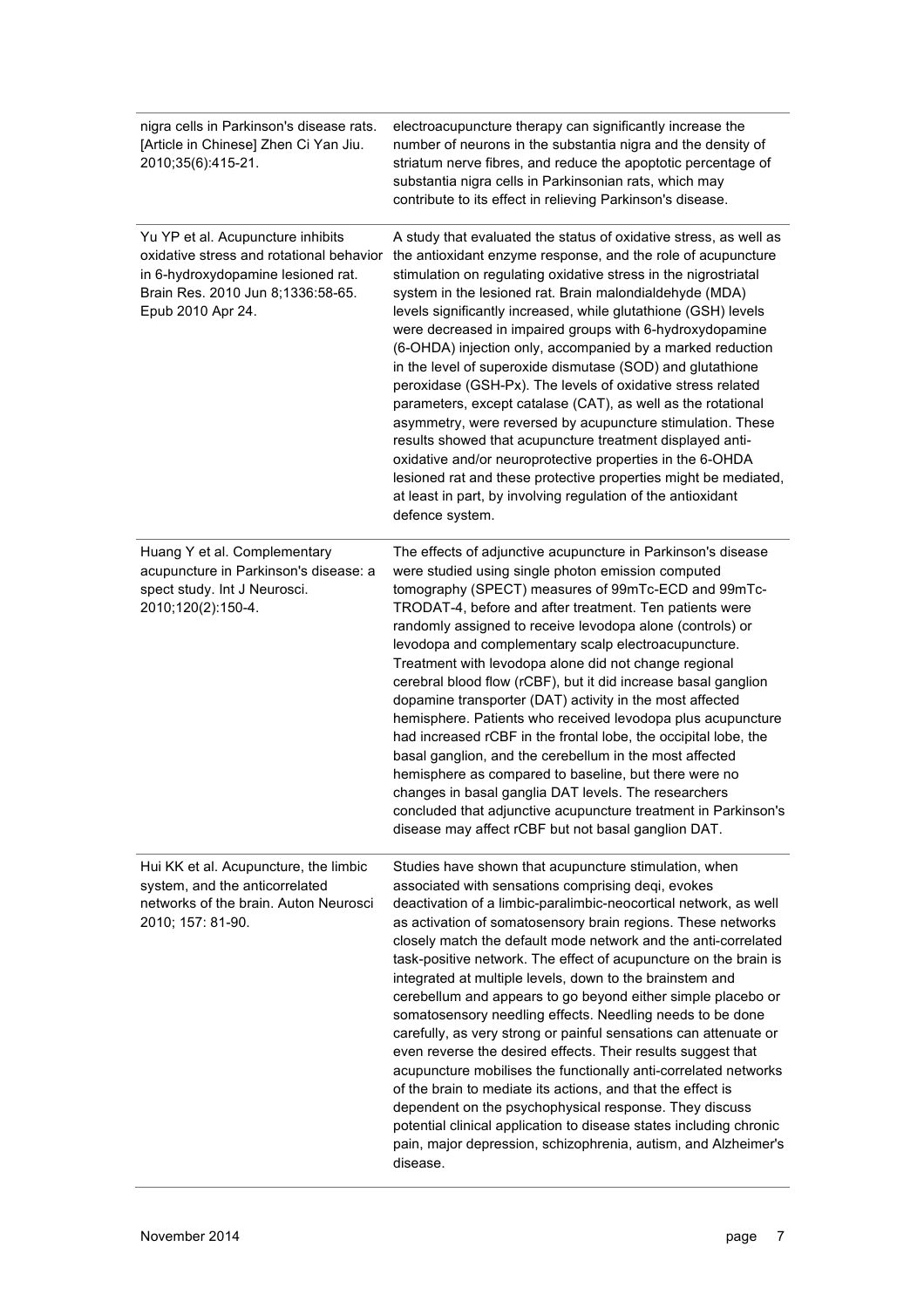| | |
|---|---|
| nigra cells in Parkinson's disease rats. [Article in Chinese] Zhen Ci Yan Jiu. 2010;35(6):415-21. | electroacupuncture therapy can significantly increase the number of neurons in the substantia nigra and the density of striatum nerve fibres, and reduce the apoptotic percentage of substantia nigra cells in Parkinsonian rats, which may contribute to its effect in relieving Parkinson's disease. |
| Yu YP et al. Acupuncture inhibits oxidative stress and rotational behavior in 6-hydroxydopamine lesioned rat. Brain Res. 2010 Jun 8;1336:58-65. Epub 2010 Apr 24. | A study that evaluated the status of oxidative stress, as well as the antioxidant enzyme response, and the role of acupuncture stimulation on regulating oxidative stress in the nigrostriatal system in the lesioned rat. Brain malondialdehyde (MDA) levels significantly increased, while glutathione (GSH) levels were decreased in impaired groups with 6-hydroxydopamine (6-OHDA) injection only, accompanied by a marked reduction in the level of superoxide dismutase (SOD) and glutathione peroxidase (GSH-Px). The levels of oxidative stress related parameters, except catalase (CAT), as well as the rotational asymmetry, were reversed by acupuncture stimulation. These results showed that acupuncture treatment displayed anti-oxidative and/or neuroprotective properties in the 6-OHDA lesioned rat and these protective properties might be mediated, at least in part, by involving regulation of the antioxidant defence system. |
| Huang Y et al. Complementary acupuncture in Parkinson's disease: a spect study. Int J Neurosci. 2010;120(2):150-4. | The effects of adjunctive acupuncture in Parkinson's disease were studied using single photon emission computed tomography (SPECT) measures of 99mTc-ECD and 99mTc-TRODAT-4, before and after treatment. Ten patients were randomly assigned to receive levodopa alone (controls) or levodopa and complementary scalp electroacupuncture. Treatment with levodopa alone did not change regional cerebral blood flow (rCBF), but it did increase basal ganglion dopamine transporter (DAT) activity in the most affected hemisphere. Patients who received levodopa plus acupuncture had increased rCBF in the frontal lobe, the occipital lobe, the basal ganglion, and the cerebellum in the most affected hemisphere as compared to baseline, but there were no changes in basal ganglia DAT levels. The researchers concluded that adjunctive acupuncture treatment in Parkinson's disease may affect rCBF but not basal ganglion DAT. |
| Hui KK et al. Acupuncture, the limbic system, and the anticorrelated networks of the brain. Auton Neurosci 2010; 157: 81-90. | Studies have shown that acupuncture stimulation, when associated with sensations comprising deqi, evokes deactivation of a limbic-paralimbic-neocortical network, as well as activation of somatosensory brain regions. These networks closely match the default mode network and the anti-correlated task-positive network. The effect of acupuncture on the brain is integrated at multiple levels, down to the brainstem and cerebellum and appears to go beyond either simple placebo or somatosensory needling effects. Needling needs to be done carefully, as very strong or painful sensations can attenuate or even reverse the desired effects. Their results suggest that acupuncture mobilises the functionally anti-correlated networks of the brain to mediate its actions, and that the effect is dependent on the psychophysical response. They discuss potential clinical application to disease states including chronic pain, major depression, schizophrenia, autism, and Alzheimer's disease. |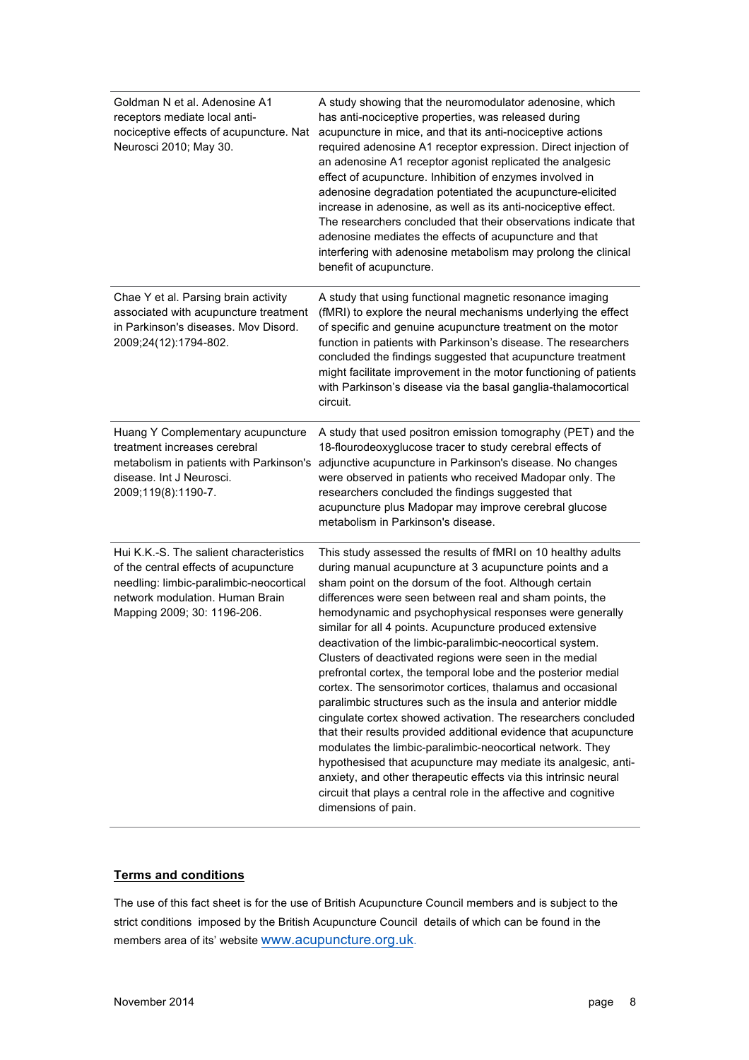| | |
|---|---|
| Goldman N et al. Adenosine A1 receptors mediate local anti-nociceptive effects of acupuncture. Nat Neurosci 2010; May 30. | A study showing that the neuromodulator adenosine, which has anti-nociceptive properties, was released during acupuncture in mice, and that its anti-nociceptive actions required adenosine A1 receptor expression. Direct injection of an adenosine A1 receptor agonist replicated the analgesic effect of acupuncture. Inhibition of enzymes involved in adenosine degradation potentiated the acupuncture-elicited increase in adenosine, as well as its anti-nociceptive effect. The researchers concluded that their observations indicate that adenosine mediates the effects of acupuncture and that interfering with adenosine metabolism may prolong the clinical benefit of acupuncture. |
| Chae Y et al. Parsing brain activity associated with acupuncture treatment in Parkinson's diseases. Mov Disord. 2009;24(12):1794-802. | A study that using functional magnetic resonance imaging (fMRI) to explore the neural mechanisms underlying the effect of specific and genuine acupuncture treatment on the motor function in patients with Parkinson's disease. The researchers concluded the findings suggested that acupuncture treatment might facilitate improvement in the motor functioning of patients with Parkinson's disease via the basal ganglia-thalamocortical circuit. |
| Huang Y Complementary acupuncture treatment increases cerebral metabolism in patients with Parkinson's disease. Int J Neurosci. 2009;119(8):1190-7. | A study that used positron emission tomography (PET) and the 18-flourodeoxyglucose tracer to study cerebral effects of adjunctive acupuncture in Parkinson's disease. No changes were observed in patients who received Madopar only. The researchers concluded the findings suggested that acupuncture plus Madopar may improve cerebral glucose metabolism in Parkinson's disease. |
| Hui K.K.-S. The salient characteristics of the central effects of acupuncture needling: limbic-paralimbic-neocortical network modulation. Human Brain Mapping 2009; 30: 1196-206. | This study assessed the results of fMRI on 10 healthy adults during manual acupuncture at 3 acupuncture points and a sham point on the dorsum of the foot. Although certain differences were seen between real and sham points, the hemodynamic and psychophysical responses were generally similar for all 4 points. Acupuncture produced extensive deactivation of the limbic-paralimbic-neocortical system. Clusters of deactivated regions were seen in the medial prefrontal cortex, the temporal lobe and the posterior medial cortex. The sensorimotor cortices, thalamus and occasional paralimbic structures such as the insula and anterior middle cingulate cortex showed activation. The researchers concluded that their results provided additional evidence that acupuncture modulates the limbic-paralimbic-neocortical network. They hypothesised that acupuncture may mediate its analgesic, anti-anxiety, and other therapeutic effects via this intrinsic neural circuit that plays a central role in the affective and cognitive dimensions of pain. |

## Terms and conditions

The use of this fact sheet is for the use of British Acupuncture Council members and is subject to the strict conditions imposed by the British Acupuncture Council details of which can be found in the members area of its' website www.acupuncture.org.uk.

November 2014